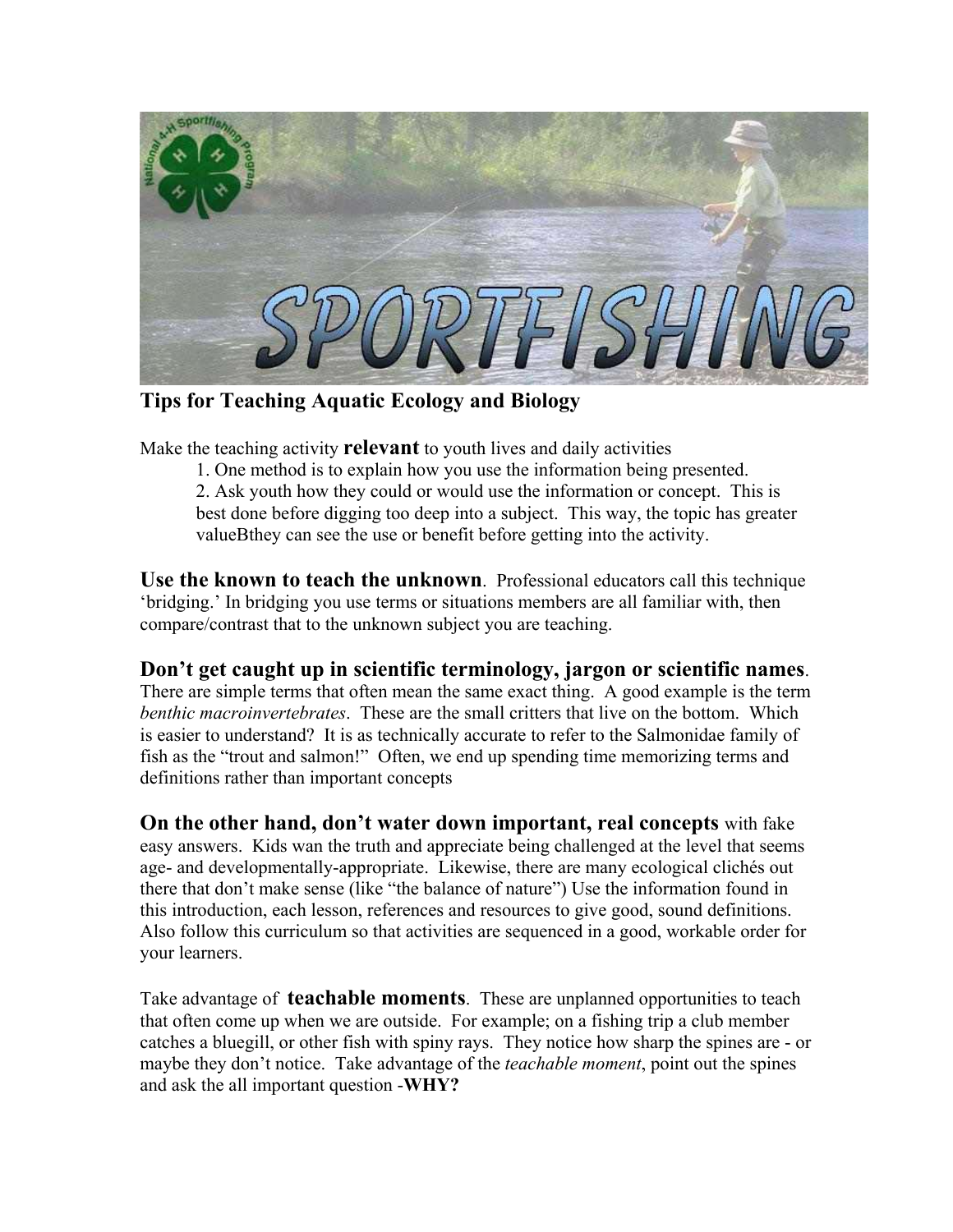## Tips for Teaching Aquatic Ecology and Biology

Make the teaching activity **relevant** to youth lives and daily activities

1. One method is to explain how you use the information being presented.
2. Ask youth how they could or would use the information or concept. This is best done before digging too deep into a subject. This way, the topic has greater valueBthey can see the use or benefit before getting into the activity.

**Use the known to teach the unknown**. Professional educators call this technique 'bridging.' In bridging you use terms or situations members are all familiar with, then compare/contrast that to the unknown subject you are teaching.

**Don't get caught up in scientific terminology, jargon or scientific names**. There are simple terms that often mean the same exact thing. A good example is the term *benthic macroinvertebrates*. These are the small critters that live on the bottom. Which is easier to understand? It is as technically accurate to refer to the Salmonidae family of fish as the "trout and salmon!" Often, we end up spending time memorizing terms and definitions rather than important concepts

**On the other hand, don't water down important, real concepts** with fake easy answers. Kids wan the truth and appreciate being challenged at the level that seems age- and developmentally-appropriate. Likewise, there are many ecological clichés out there that don't make sense (like "the balance of nature") Use the information found in this introduction, each lesson, references and resources to give good, sound definitions. Also follow this curriculum so that activities are sequenced in a good, workable order for your learners.

Take advantage of **teachable moments**. These are unplanned opportunities to teach that often come up when we are outside. For example; on a fishing trip a club member catches a bluegill, or other fish with spiny rays. They notice how sharp the spines are - or maybe they don't notice. Take advantage of the *teachable moment*, point out the spines and ask the all important question -**WHY?**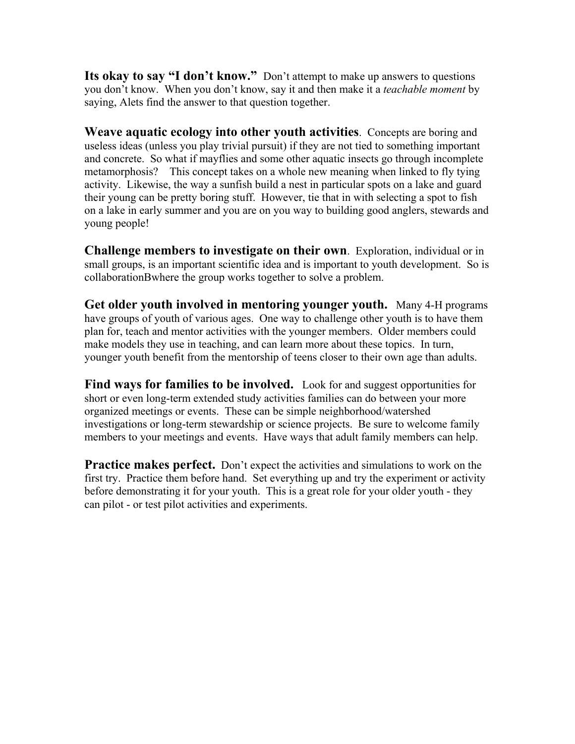**Its okay to say "I don't know."** Don't attempt to make up answers to questions you don't know. When you don't know, say it and then make it a *teachable moment* by saying, Alets find the answer to that question together.

**Weave aquatic ecology into other youth activities**. Concepts are boring and useless ideas (unless you play trivial pursuit) if they are not tied to something important and concrete. So what if mayflies and some other aquatic insects go through incomplete metamorphosis? This concept takes on a whole new meaning when linked to fly tying activity. Likewise, the way a sunfish build a nest in particular spots on a lake and guard their young can be pretty boring stuff. However, tie that in with selecting a spot to fish on a lake in early summer and you are on you way to building good anglers, stewards and young people!

**Challenge members to investigate on their own**. Exploration, individual or in small groups, is an important scientific idea and is important to youth development. So is collaborationBwhere the group works together to solve a problem.

**Get older youth involved in mentoring younger youth.** Many 4-H programs have groups of youth of various ages. One way to challenge other youth is to have them plan for, teach and mentor activities with the younger members. Older members could make models they use in teaching, and can learn more about these topics. In turn, younger youth benefit from the mentorship of teens closer to their own age than adults.

**Find ways for families to be involved.** Look for and suggest opportunities for short or even long-term extended study activities families can do between your more organized meetings or events. These can be simple neighborhood/watershed investigations or long-term stewardship or science projects. Be sure to welcome family members to your meetings and events. Have ways that adult family members can help.

**Practice makes perfect.** Don't expect the activities and simulations to work on the first try. Practice them before hand. Set everything up and try the experiment or activity before demonstrating it for your youth. This is a great role for your older youth - they can pilot - or test pilot activities and experiments.